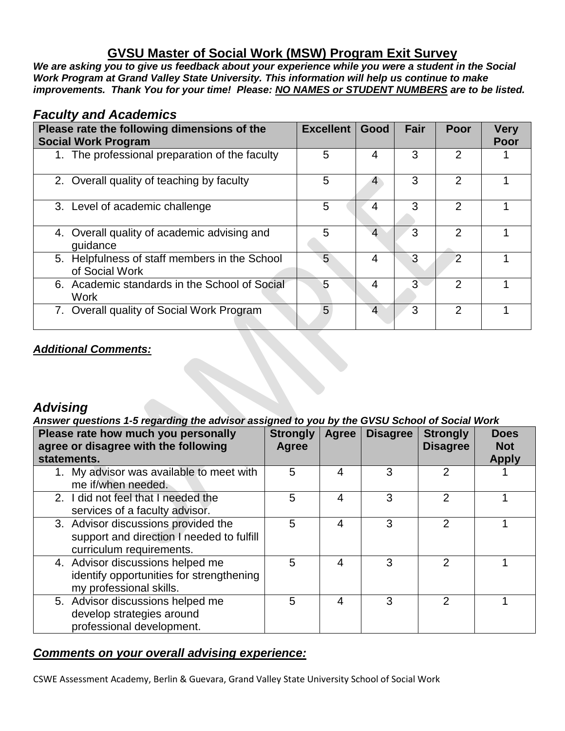# GVSU Master of Social Work (MSW) Program Exit Survey

***We are asking you to give us feedback about your experience while you were a student in the Social Work Program at Grand Valley State University. This information will help us continue to make improvements. Thank You for your time! Please: <u>NO NAMES or STUDENT NUMBERS</u> are to be listed.***

## *Faculty and Academics*

| Please rate the following dimensions of the Social Work Program | Excellent | Good | Fair | Poor | Very Poor |
|---|---|---|---|---|---|
| 1. The professional preparation of the faculty | 5 | 4 | 3 | 2 | 1 |
| 2. Overall quality of teaching by faculty | 5 | 4 | 3 | 2 | 1 |
| 3. Level of academic challenge | 5 | 4 | 3 | 2 | 1 |
| 4. Overall quality of academic advising and guidance | 5 | 4 | 3 | 2 | 1 |
| 5. Helpfulness of staff members in the School of Social Work | 5 | 4 | 3 | 2 | 1 |
| 6. Academic standards in the School of Social Work | 5 | 4 | 3 | 2 | 1 |
| 7. Overall quality of Social Work Program | 5 | 4 | 3 | 2 | 1 |

***<u>Additional Comments:</u>***

## *Advising*

***Answer questions 1-5 regarding the advisor assigned to you by the GVSU School of Social Work***

| Please rate how much you personally agree or disagree with the following statements. | Strongly Agree | Agree | Disagree | Strongly Disagree | Does Not Apply |
|---|---|---|---|---|---|
| 1. My advisor was available to meet with me if/when needed. | 5 | 4 | 3 | 2 | 1 |
| 2. I did not feel that I needed the services of a faculty advisor. | 5 | 4 | 3 | 2 | 1 |
| 3. Advisor discussions provided the support and direction I needed to fulfill curriculum requirements. | 5 | 4 | 3 | 2 | 1 |
| 4. Advisor discussions helped me identify opportunities for strengthening my professional skills. | 5 | 4 | 3 | 2 | 1 |
| 5. Advisor discussions helped me develop strategies around professional development. | 5 | 4 | 3 | 2 | 1 |

## ***<u>Comments on your overall advising experience:</u>***

CSWE Assessment Academy, Berlin & Guevara, Grand Valley State University School of Social Work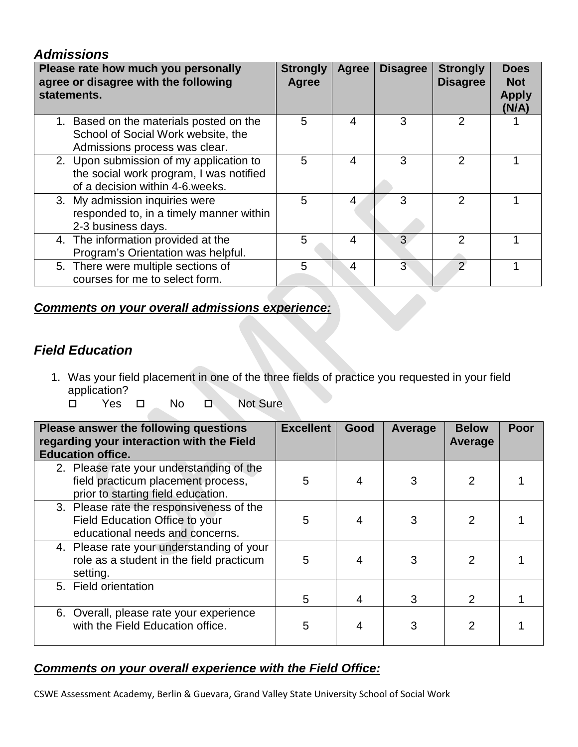### *Admissions*

| Please rate how much you personally agree or disagree with the following statements. | Strongly Agree | Agree | Disagree | Strongly Disagree | Does Not Apply (N/A) |
|---|---|---|---|---|---|
| 1. Based on the materials posted on the School of Social Work website, the Admissions process was clear. | 5 | 4 | 3 | 2 | 1 |
| 2. Upon submission of my application to the social work program, I was notified of a decision within 4-6.weeks. | 5 | 4 | 3 | 2 | 1 |
| 3. My admission inquiries were responded to, in a timely manner within 2-3 business days. | 5 | 4 | 3 | 2 | 1 |
| 4. The information provided at the Program's Orientation was helpful. | 5 | 4 | 3 | 2 | 1 |
| 5. There were multiple sections of courses for me to select form. | 5 | 4 | 3 | 2 | 1 |

***Comments on your overall admissions experience:***

## *Field Education*

1. Was your field placement in one of the three fields of practice you requested in your field application?

   ☐ Yes ☐ No ☐ Not Sure

| Please answer the following questions regarding your interaction with the Field Education office. | Excellent | Good | Average | Below Average | Poor |
|---|---|---|---|---|---|
| 2. Please rate your understanding of the field practicum placement process, prior to starting field education. | 5 | 4 | 3 | 2 | 1 |
| 3. Please rate the responsiveness of the Field Education Office to your educational needs and concerns. | 5 | 4 | 3 | 2 | 1 |
| 4. Please rate your understanding of your role as a student in the field practicum setting. | 5 | 4 | 3 | 2 | 1 |
| 5. Field orientation | 5 | 4 | 3 | 2 | 1 |
| 6. Overall, please rate your experience with the Field Education office. | 5 | 4 | 3 | 2 | 1 |

***Comments on your overall experience with the Field Office:***

CSWE Assessment Academy, Berlin & Guevara, Grand Valley State University School of Social Work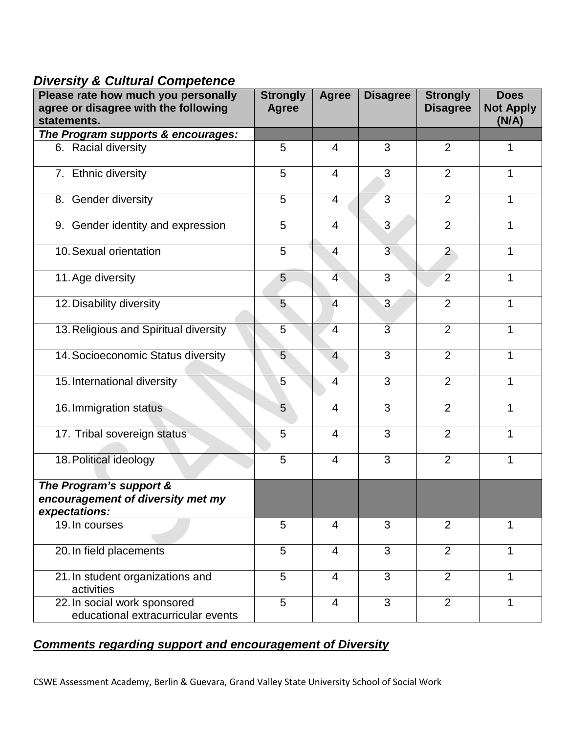## *Diversity & Cultural Competence*

| Please rate how much you personally agree or disagree with the following statements. | Strongly Agree | Agree | Disagree | Strongly Disagree | Does Not Apply (N/A) |
|---|---|---|---|---|---|
| ***The Program supports & encourages:*** | | | | | |
| 6. Racial diversity | 5 | 4 | 3 | 2 | 1 |
| 7. Ethnic diversity | 5 | 4 | 3 | 2 | 1 |
| 8. Gender diversity | 5 | 4 | 3 | 2 | 1 |
| 9. Gender identity and expression | 5 | 4 | 3 | 2 | 1 |
| 10. Sexual orientation | 5 | 4 | 3 | 2 | 1 |
| 11. Age diversity | 5 | 4 | 3 | 2 | 1 |
| 12. Disability diversity | 5 | 4 | 3 | 2 | 1 |
| 13. Religious and Spiritual diversity | 5 | 4 | 3 | 2 | 1 |
| 14. Socioeconomic Status diversity | 5 | 4 | 3 | 2 | 1 |
| 15. International diversity | 5 | 4 | 3 | 2 | 1 |
| 16. Immigration status | 5 | 4 | 3 | 2 | 1 |
| 17. Tribal sovereign status | 5 | 4 | 3 | 2 | 1 |
| 18. Political ideology | 5 | 4 | 3 | 2 | 1 |
| ***The Program's support & encouragement of diversity met my expectations:*** | | | | | |
| 19. In courses | 5 | 4 | 3 | 2 | 1 |
| 20. In field placements | 5 | 4 | 3 | 2 | 1 |
| 21. In student organizations and activities | 5 | 4 | 3 | 2 | 1 |
| 22. In social work sponsored educational extracurricular events | 5 | 4 | 3 | 2 | 1 |

***Comments regarding support and encouragement of Diversity***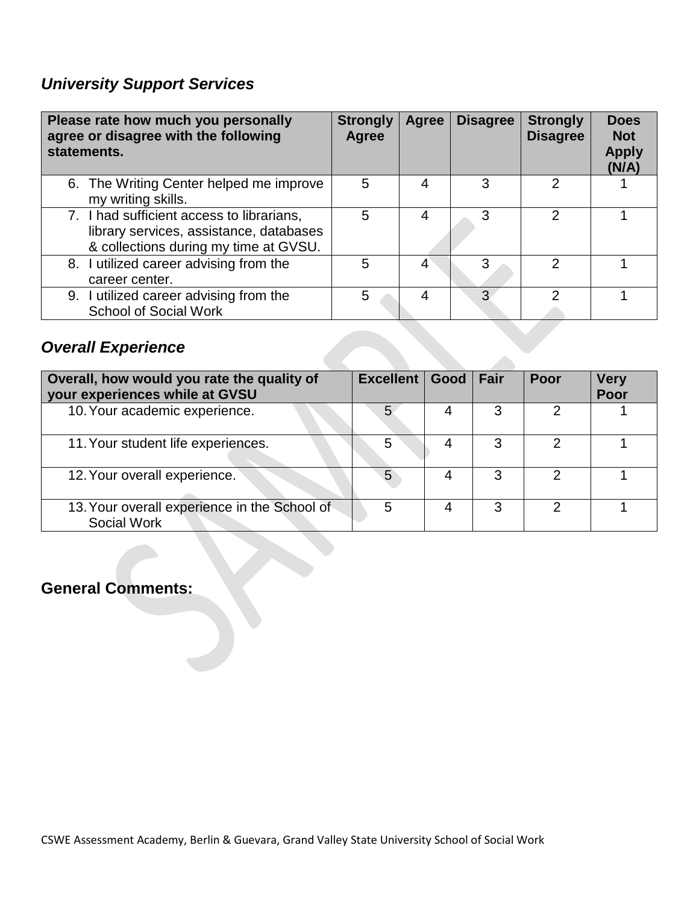## *University Support Services*

| Please rate how much you personally agree or disagree with the following statements. | Strongly Agree | Agree | Disagree | Strongly Disagree | Does Not Apply (N/A) |
|---|---|---|---|---|---|
| 6. The Writing Center helped me improve my writing skills. | 5 | 4 | 3 | 2 | 1 |
| 7. I had sufficient access to librarians, library services, assistance, databases & collections during my time at GVSU. | 5 | 4 | 3 | 2 | 1 |
| 8. I utilized career advising from the career center. | 5 | 4 | 3 | 2 | 1 |
| 9. I utilized career advising from the School of Social Work | 5 | 4 | 3 | 2 | 1 |

## *Overall Experience*

| Overall, how would you rate the quality of your experiences while at GVSU | Excellent | Good | Fair | Poor | Very Poor |
|---|---|---|---|---|---|
| 10. Your academic experience. | 5 | 4 | 3 | 2 | 1 |
| 11. Your student life experiences. | 5 | 4 | 3 | 2 | 1 |
| 12. Your overall experience. | 5 | 4 | 3 | 2 | 1 |
| 13. Your overall experience in the School of Social Work | 5 | 4 | 3 | 2 | 1 |

## General Comments: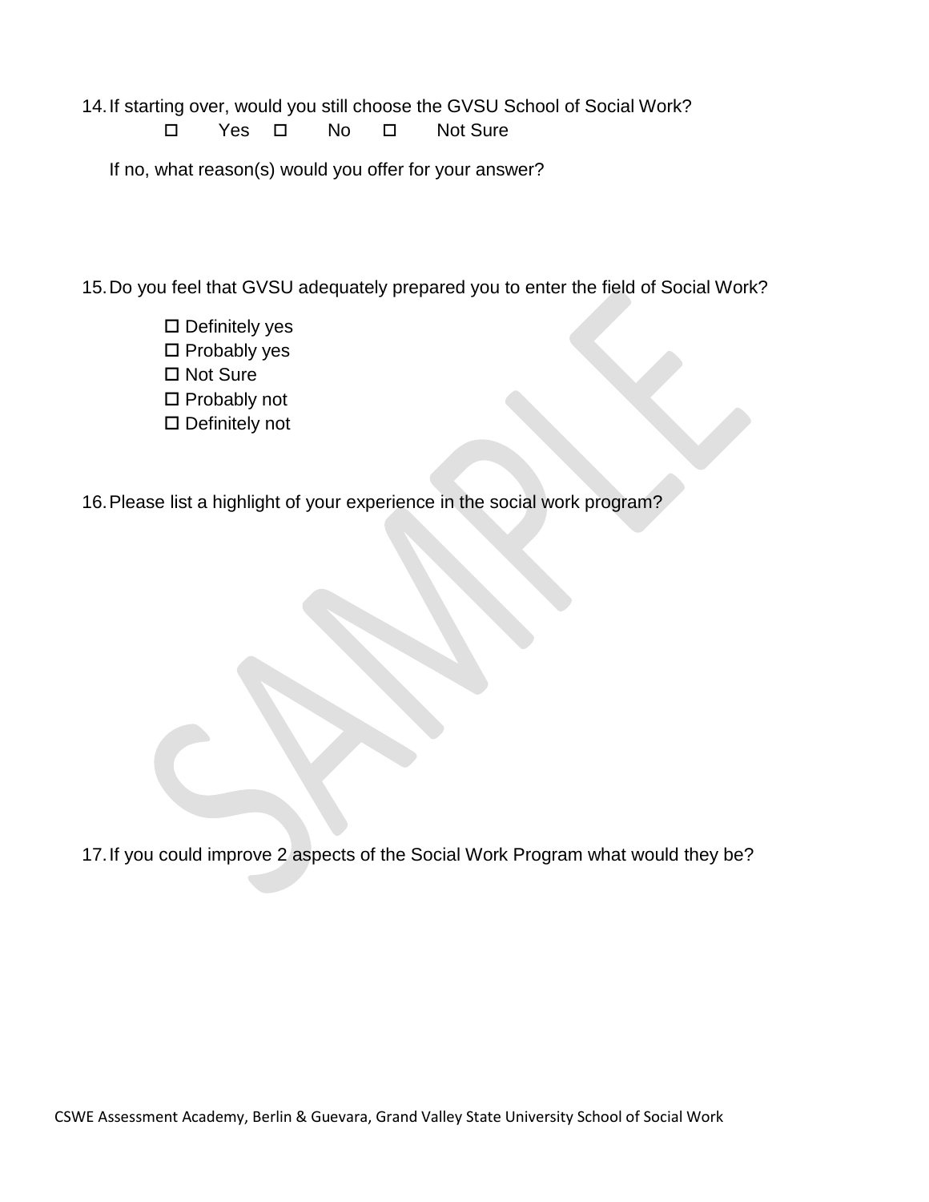14. If starting over, would you still choose the GVSU School of Social Work?

    ☐ Yes ☐ No ☐ Not Sure

    If no, what reason(s) would you offer for your answer?

15. Do you feel that GVSU adequately prepared you to enter the field of Social Work?

    ☐ Definitely yes
    ☐ Probably yes
    ☐ Not Sure
    ☐ Probably not
    ☐ Definitely not

16. Please list a highlight of your experience in the social work program?

17. If you could improve 2 aspects of the Social Work Program what would they be?